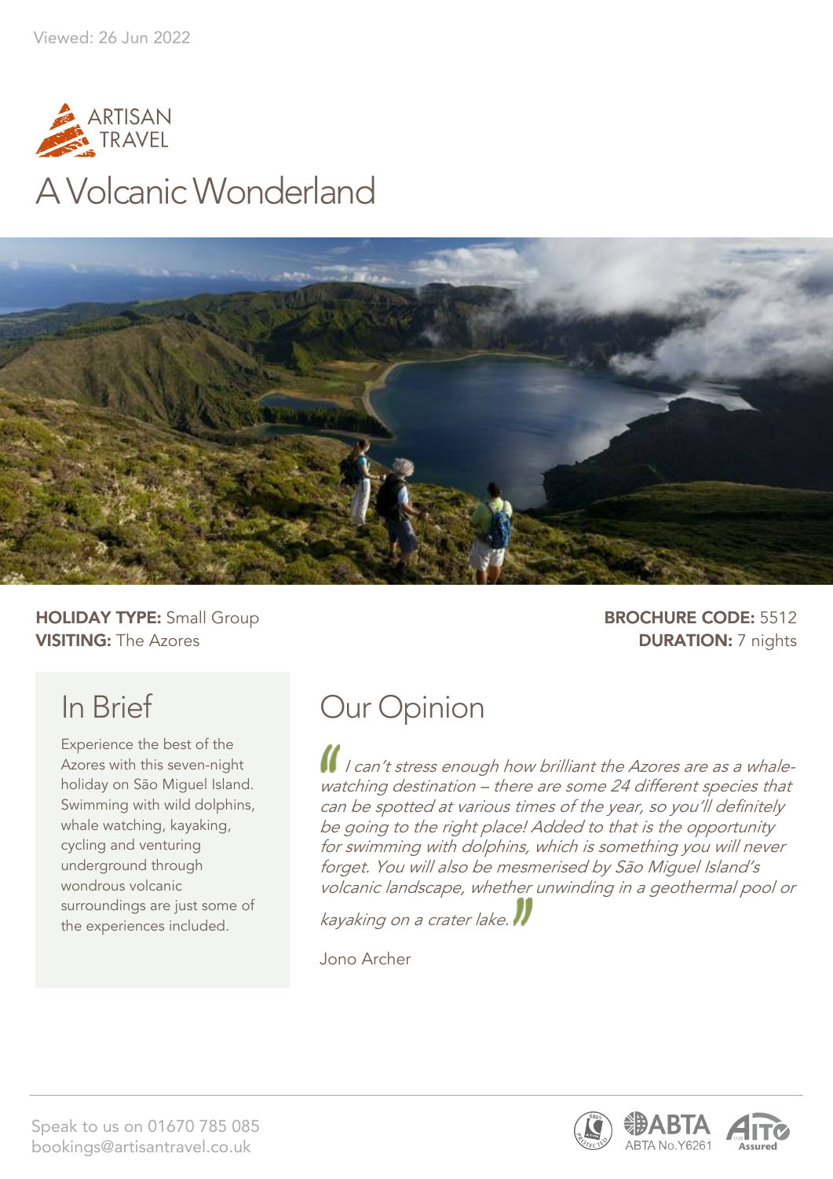Viewed: 26 Jun 2022

ARTISAN TRAVEL

# A Volcanic Wonderland

**HOLIDAY TYPE:** Small Group
**VISITING:** The Azores

**BROCHURE CODE:** 5512
**DURATION:** 7 nights

## In Brief

Experience the best of the Azores with this seven-night holiday on São Miguel Island. Swimming with wild dolphins, whale watching, kayaking, cycling and venturing underground through wondrous volcanic surroundings are just some of the experiences included.

## Our Opinion

*"I can't stress enough how brilliant the Azores are as a whale-watching destination – there are some 24 different species that can be spotted at various times of the year, so you'll definitely be going to the right place! Added to that is the opportunity for swimming with dolphins, which is something you will never forget. You will also be mesmerised by São Miguel Island's volcanic landscape, whether unwinding in a geothermal pool or kayaking on a crater lake."*

Jono Archer

Speak to us on 01670 785 085
bookings@artisantravel.co.uk

ABTA No.Y6261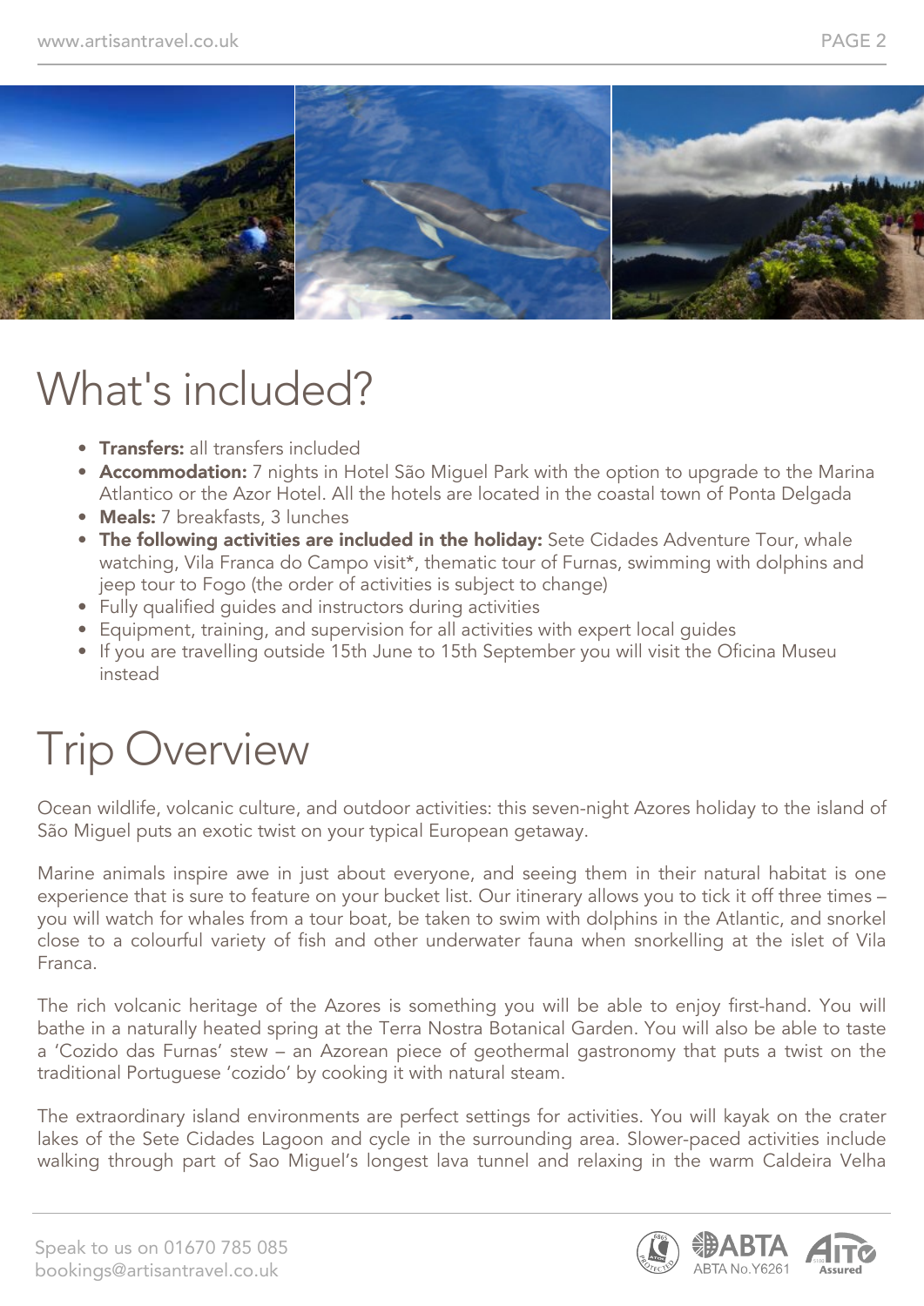# What's included?

- **Transfers:** all transfers included
- **Accommodation:** 7 nights in Hotel São Miguel Park with the option to upgrade to the Marina Atlantico or the Azor Hotel. All the hotels are located in the coastal town of Ponta Delgada
- **Meals:** 7 breakfasts, 3 lunches
- **The following activities are included in the holiday:** Sete Cidades Adventure Tour, whale watching, Vila Franca do Campo visit*, thematic tour of Furnas, swimming with dolphins and jeep tour to Fogo (the order of activities is subject to change)
- Fully qualified guides and instructors during activities
- Equipment, training, and supervision for all activities with expert local guides
- If you are travelling outside 15th June to 15th September you will visit the Oficina Museu instead

# Trip Overview

Ocean wildlife, volcanic culture, and outdoor activities: this seven-night Azores holiday to the island of São Miguel puts an exotic twist on your typical European getaway.

Marine animals inspire awe in just about everyone, and seeing them in their natural habitat is one experience that is sure to feature on your bucket list. Our itinerary allows you to tick it off three times – you will watch for whales from a tour boat, be taken to swim with dolphins in the Atlantic, and snorkel close to a colourful variety of fish and other underwater fauna when snorkelling at the islet of Vila Franca.

The rich volcanic heritage of the Azores is something you will be able to enjoy first-hand. You will bathe in a naturally heated spring at the Terra Nostra Botanical Garden. You will also be able to taste a 'Cozido das Furnas' stew – an Azorean piece of geothermal gastronomy that puts a twist on the traditional Portuguese 'cozido' by cooking it with natural steam.

The extraordinary island environments are perfect settings for activities. You will kayak on the crater lakes of the Sete Cidades Lagoon and cycle in the surrounding area. Slower-paced activities include walking through part of Sao Miguel's longest lava tunnel and relaxing in the warm Caldeira Velha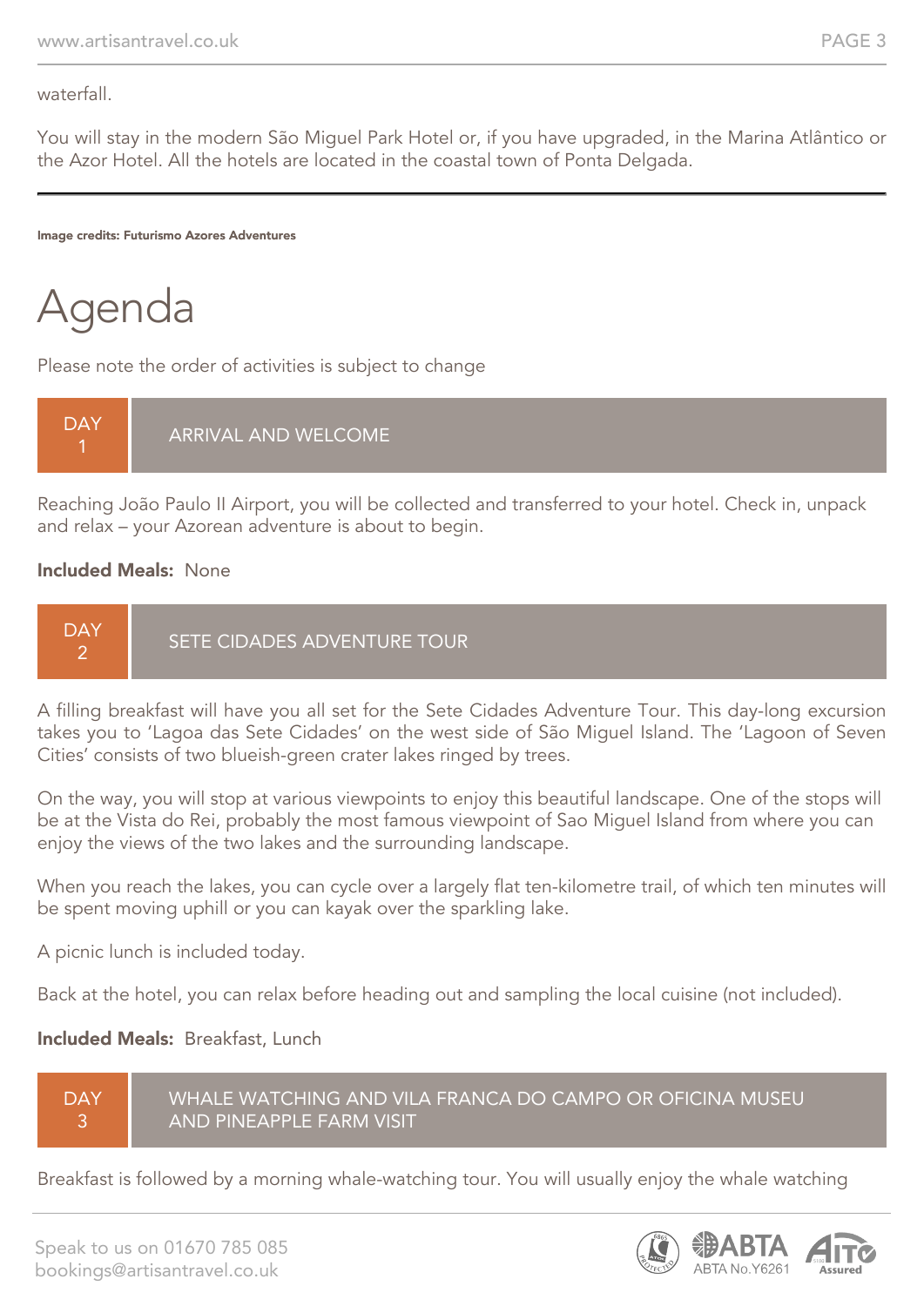waterfall.

You will stay in the modern São Miguel Park Hotel or, if you have upgraded, in the Marina Atlântico or the Azor Hotel. All the hotels are located in the coastal town of Ponta Delgada.

---

**Image credits: Futurismo Azores Adventures**

# Agenda

Please note the order of activities is subject to change

## DAY 1 — ARRIVAL AND WELCOME

Reaching João Paulo II Airport, you will be collected and transferred to your hotel. Check in, unpack and relax – your Azorean adventure is about to begin.

**Included Meals:** None

## DAY 2 — SETE CIDADES ADVENTURE TOUR

A filling breakfast will have you all set for the Sete Cidades Adventure Tour. This day-long excursion takes you to 'Lagoa das Sete Cidades' on the west side of São Miguel Island. The 'Lagoon of Seven Cities' consists of two blueish-green crater lakes ringed by trees.

On the way, you will stop at various viewpoints to enjoy this beautiful landscape. One of the stops will be at the Vista do Rei, probably the most famous viewpoint of Sao Miguel Island from where you can enjoy the views of the two lakes and the surrounding landscape.

When you reach the lakes, you can cycle over a largely flat ten-kilometre trail, of which ten minutes will be spent moving uphill or you can kayak over the sparkling lake.

A picnic lunch is included today.

Back at the hotel, you can relax before heading out and sampling the local cuisine (not included).

**Included Meals:** Breakfast, Lunch

## DAY 3 — WHALE WATCHING AND VILA FRANCA DO CAMPO OR OFICINA MUSEU AND PINEAPPLE FARM VISIT

Breakfast is followed by a morning whale-watching tour. You will usually enjoy the whale watching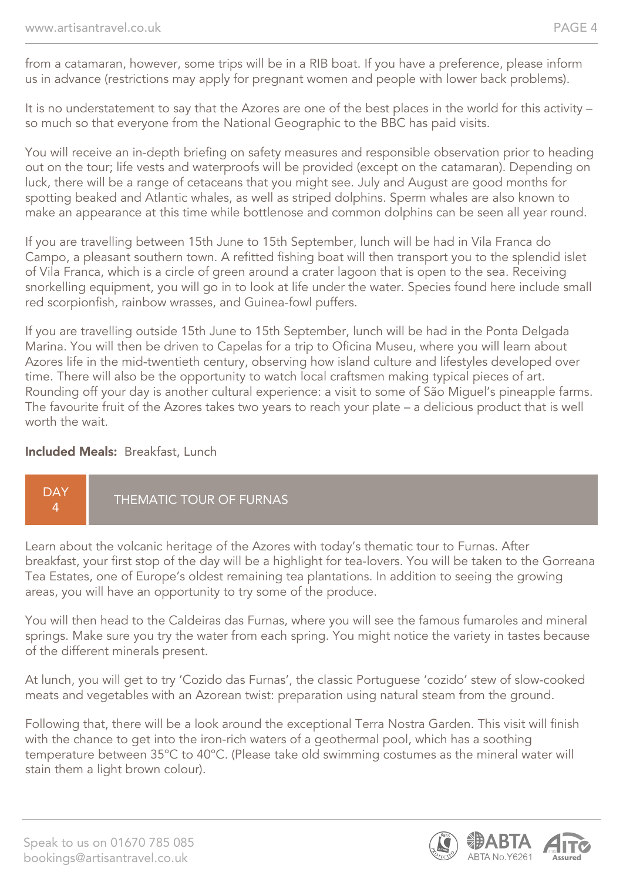from a catamaran, however, some trips will be in a RIB boat. If you have a preference, please inform us in advance (restrictions may apply for pregnant women and people with lower back problems).

It is no understatement to say that the Azores are one of the best places in the world for this activity – so much so that everyone from the National Geographic to the BBC has paid visits.

You will receive an in-depth briefing on safety measures and responsible observation prior to heading out on the tour; life vests and waterproofs will be provided (except on the catamaran). Depending on luck, there will be a range of cetaceans that you might see. July and August are good months for spotting beaked and Atlantic whales, as well as striped dolphins. Sperm whales are also known to make an appearance at this time while bottlenose and common dolphins can be seen all year round.

If you are travelling between 15th June to 15th September, lunch will be had in Vila Franca do Campo, a pleasant southern town. A refitted fishing boat will then transport you to the splendid islet of Vila Franca, which is a circle of green around a crater lagoon that is open to the sea. Receiving snorkelling equipment, you will go in to look at life under the water. Species found here include small red scorpionfish, rainbow wrasses, and Guinea-fowl puffers.

If you are travelling outside 15th June to 15th September, lunch will be had in the Ponta Delgada Marina. You will then be driven to Capelas for a trip to Oficina Museu, where you will learn about Azores life in the mid-twentieth century, observing how island culture and lifestyles developed over time. There will also be the opportunity to watch local craftsmen making typical pieces of art. Rounding off your day is another cultural experience: a visit to some of São Miguel's pineapple farms. The favourite fruit of the Azores takes two years to reach your plate – a delicious product that is well worth the wait.

**Included Meals:** Breakfast, Lunch

## DAY 4 — THEMATIC TOUR OF FURNAS

Learn about the volcanic heritage of the Azores with today's thematic tour to Furnas. After breakfast, your first stop of the day will be a highlight for tea-lovers. You will be taken to the Gorreana Tea Estates, one of Europe's oldest remaining tea plantations. In addition to seeing the growing areas, you will have an opportunity to try some of the produce.

You will then head to the Caldeiras das Furnas, where you will see the famous fumaroles and mineral springs. Make sure you try the water from each spring. You might notice the variety in tastes because of the different minerals present.

At lunch, you will get to try 'Cozido das Furnas', the classic Portuguese 'cozido' stew of slow-cooked meats and vegetables with an Azorean twist: preparation using natural steam from the ground.

Following that, there will be a look around the exceptional Terra Nostra Garden. This visit will finish with the chance to get into the iron-rich waters of a geothermal pool, which has a soothing temperature between 35°C to 40°C. (Please take old swimming costumes as the mineral water will stain them a light brown colour).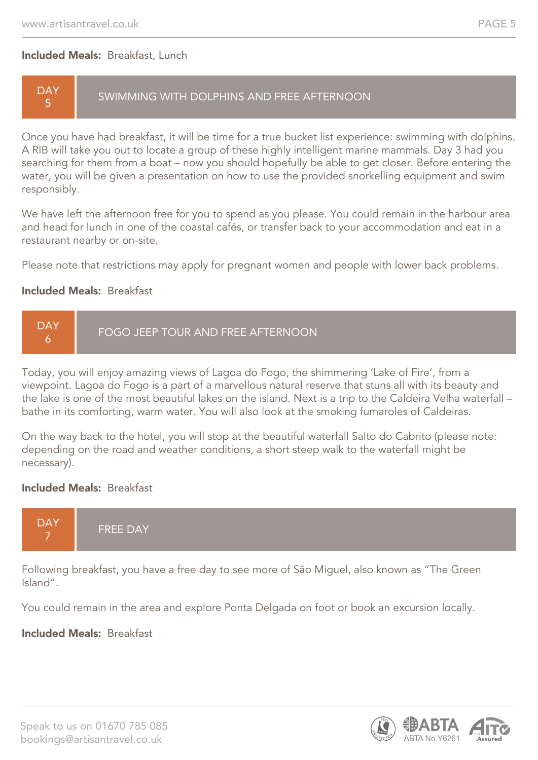**Included Meals:** Breakfast, Lunch

## DAY 5 — SWIMMING WITH DOLPHINS AND FREE AFTERNOON

Once you have had breakfast, it will be time for a true bucket list experience: swimming with dolphins. A RIB will take you out to locate a group of these highly intelligent marine mammals. Day 3 had you searching for them from a boat – now you should hopefully be able to get closer. Before entering the water, you will be given a presentation on how to use the provided snorkelling equipment and swim responsibly.

We have left the afternoon free for you to spend as you please. You could remain in the harbour area and head for lunch in one of the coastal cafés, or transfer back to your accommodation and eat in a restaurant nearby or on-site.

Please note that restrictions may apply for pregnant women and people with lower back problems.

**Included Meals:** Breakfast

## DAY 6 — FOGO JEEP TOUR AND FREE AFTERNOON

Today, you will enjoy amazing views of Lagoa do Fogo, the shimmering 'Lake of Fire', from a viewpoint. Lagoa do Fogo is a part of a marvellous natural reserve that stuns all with its beauty and the lake is one of the most beautiful lakes on the island. Next is a trip to the Caldeira Velha waterfall – bathe in its comforting, warm water. You will also look at the smoking fumaroles of Caldeiras.

On the way back to the hotel, you will stop at the beautiful waterfall Salto do Cabrito (please note: depending on the road and weather conditions, a short steep walk to the waterfall might be necessary).

**Included Meals:** Breakfast

## DAY 7 — FREE DAY

Following breakfast, you have a free day to see more of São Miguel, also known as "The Green Island".

You could remain in the area and explore Ponta Delgada on foot or book an excursion locally.

**Included Meals:** Breakfast

Speak to us on 01670 785 085
bookings@artisantravel.co.uk

ABTA No.Y6261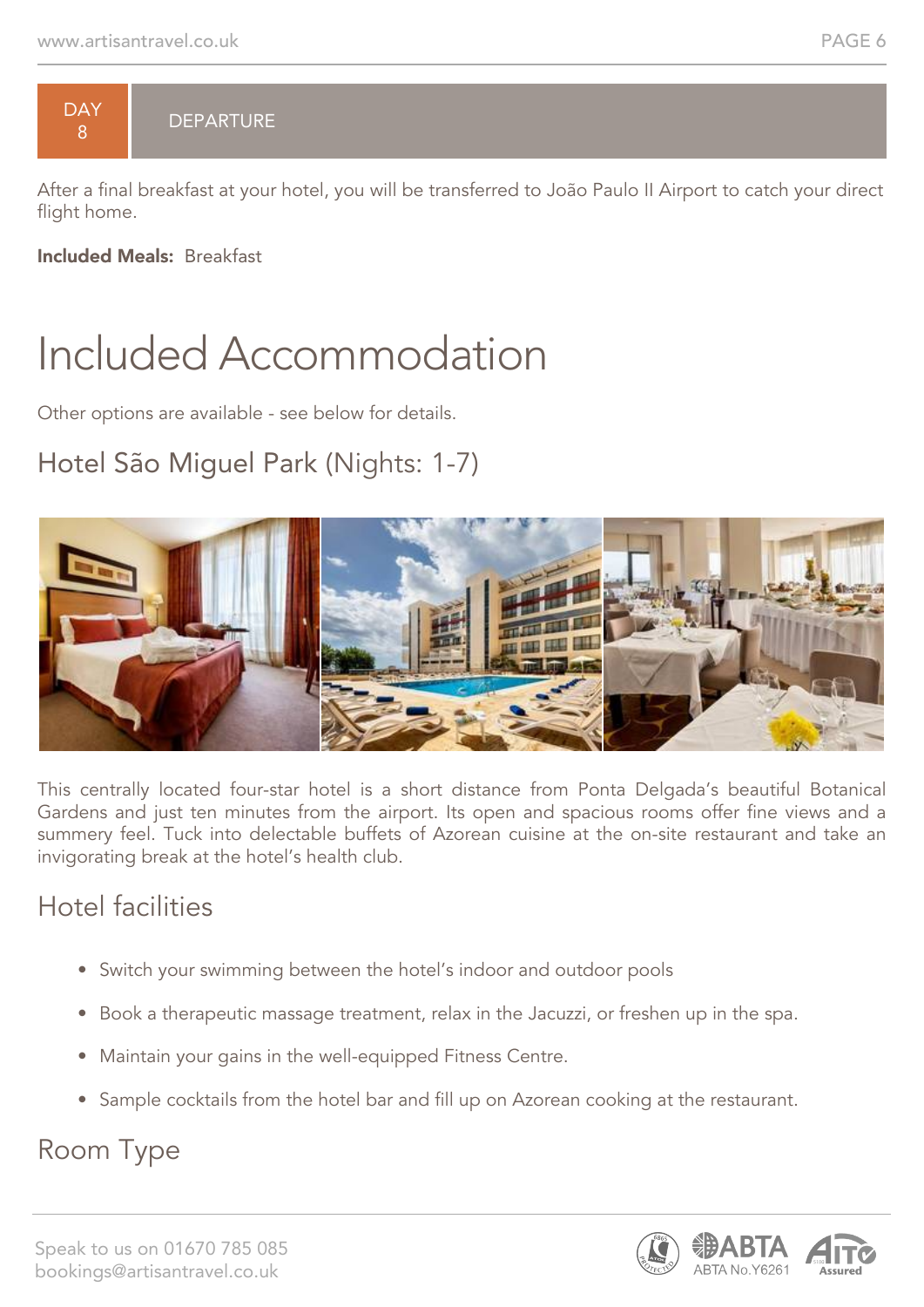## DAY 8 DEPARTURE

After a final breakfast at your hotel, you will be transferred to João Paulo II Airport to catch your direct flight home.

**Included Meals:** Breakfast

# Included Accommodation

Other options are available - see below for details.

## Hotel São Miguel Park (Nights: 1-7)

This centrally located four-star hotel is a short distance from Ponta Delgada's beautiful Botanical Gardens and just ten minutes from the airport. Its open and spacious rooms offer fine views and a summery feel. Tuck into delectable buffets of Azorean cuisine at the on-site restaurant and take an invigorating break at the hotel's health club.

## Hotel facilities

- Switch your swimming between the hotel's indoor and outdoor pools
- Book a therapeutic massage treatment, relax in the Jacuzzi, or freshen up in the spa.
- Maintain your gains in the well-equipped Fitness Centre.
- Sample cocktails from the hotel bar and fill up on Azorean cooking at the restaurant.

## Room Type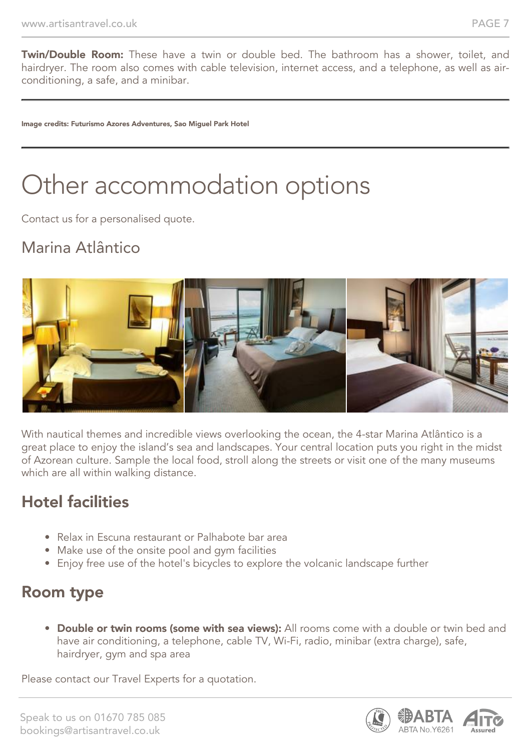**Twin/Double Room:** These have a twin or double bed. The bathroom has a shower, toilet, and hairdryer. The room also comes with cable television, internet access, and a telephone, as well as air-conditioning, a safe, and a minibar.

---

**Image credits: Futurismo Azores Adventures, Sao Miguel Park Hotel**

---

# Other accommodation options

Contact us for a personalised quote.

## Marina Atlântico

With nautical themes and incredible views overlooking the ocean, the 4-star Marina Atlântico is a great place to enjoy the island's sea and landscapes. Your central location puts you right in the midst of Azorean culture. Sample the local food, stroll along the streets or visit one of the many museums which are all within walking distance.

### Hotel facilities

- Relax in Escuna restaurant or Palhabote bar area
- Make use of the onsite pool and gym facilities
- Enjoy free use of the hotel's bicycles to explore the volcanic landscape further

### Room type

- **Double or twin rooms (some with sea views):** All rooms come with a double or twin bed and have air conditioning, a telephone, cable TV, Wi-Fi, radio, minibar (extra charge), safe, hairdryer, gym and spa area

Please contact our Travel Experts for a quotation.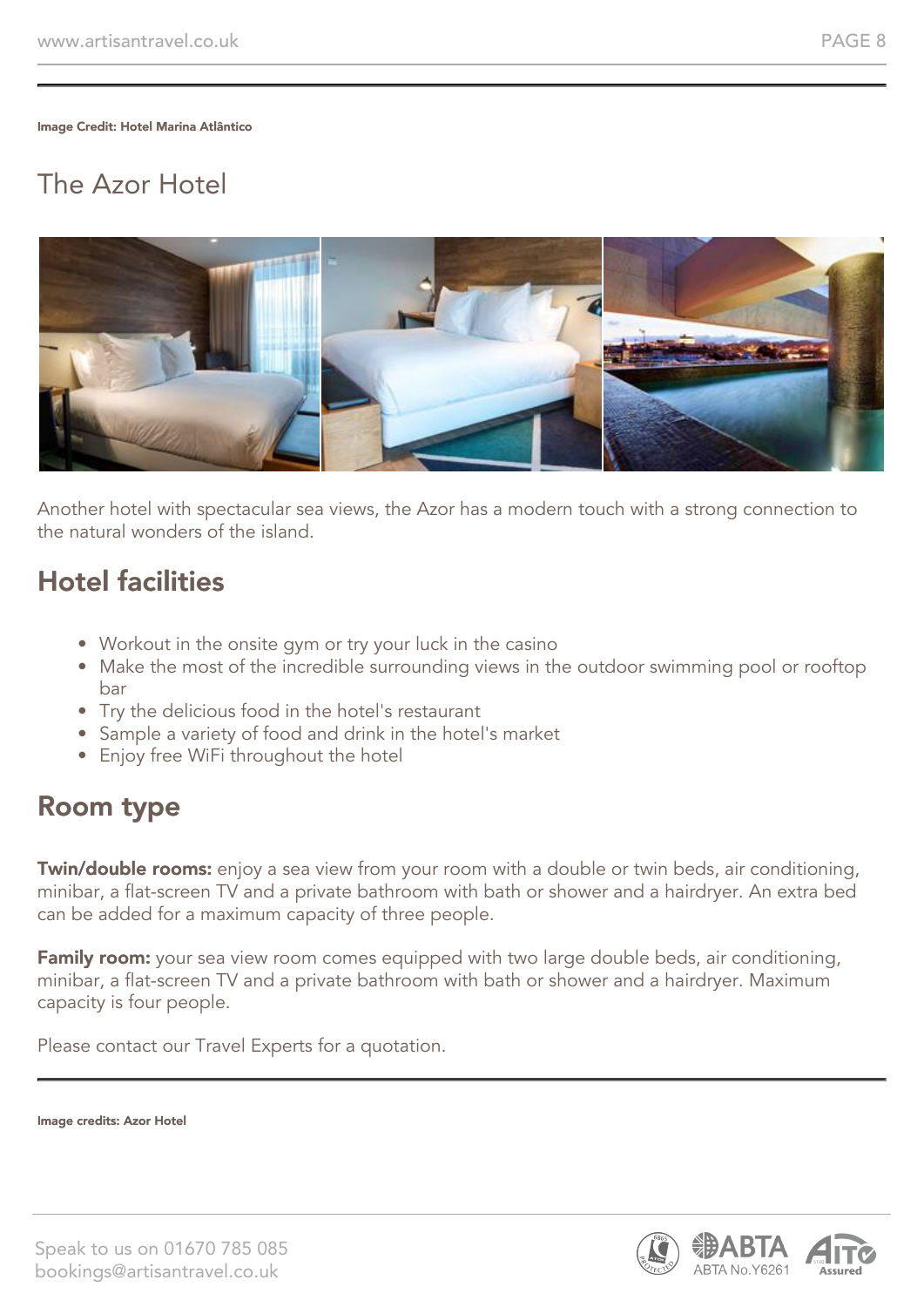Image Credit: Hotel Marina Atlântico

# The Azor Hotel

Another hotel with spectacular sea views, the Azor has a modern touch with a strong connection to the natural wonders of the island.

## Hotel facilities

- Workout in the onsite gym or try your luck in the casino
- Make the most of the incredible surrounding views in the outdoor swimming pool or rooftop bar
- Try the delicious food in the hotel's restaurant
- Sample a variety of food and drink in the hotel's market
- Enjoy free WiFi throughout the hotel

## Room type

**Twin/double rooms:** enjoy a sea view from your room with a double or twin beds, air conditioning, minibar, a flat-screen TV and a private bathroom with bath or shower and a hairdryer. An extra bed can be added for a maximum capacity of three people.

**Family room:** your sea view room comes equipped with two large double beds, air conditioning, minibar, a flat-screen TV and a private bathroom with bath or shower and a hairdryer. Maximum capacity is four people.

Please contact our Travel Experts for a quotation.

Image credits: Azor Hotel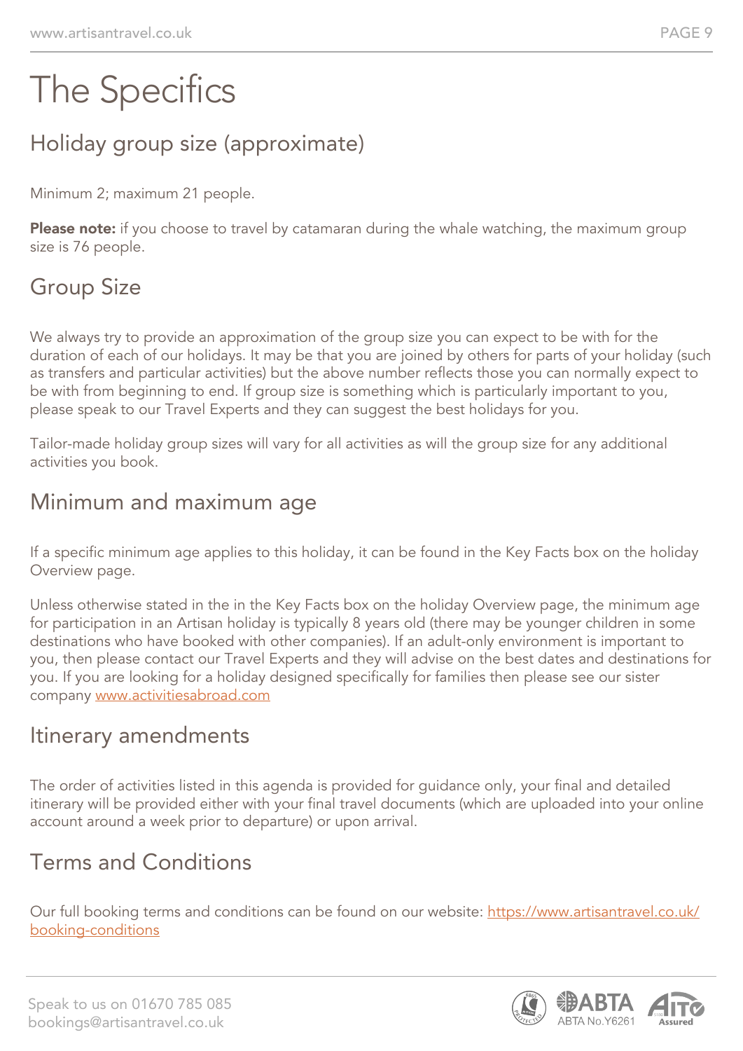# The Specifics

## Holiday group size (approximate)

Minimum 2; maximum 21 people.

**Please note:** if you choose to travel by catamaran during the whale watching, the maximum group size is 76 people.

## Group Size

We always try to provide an approximation of the group size you can expect to be with for the duration of each of our holidays. It may be that you are joined by others for parts of your holiday (such as transfers and particular activities) but the above number reflects those you can normally expect to be with from beginning to end. If group size is something which is particularly important to you, please speak to our Travel Experts and they can suggest the best holidays for you.

Tailor-made holiday group sizes will vary for all activities as will the group size for any additional activities you book.

## Minimum and maximum age

If a specific minimum age applies to this holiday, it can be found in the Key Facts box on the holiday Overview page.

Unless otherwise stated in the in the Key Facts box on the holiday Overview page, the minimum age for participation in an Artisan holiday is typically 8 years old (there may be younger children in some destinations who have booked with other companies). If an adult-only environment is important to you, then please contact our Travel Experts and they will advise on the best dates and destinations for you. If you are looking for a holiday designed specifically for families then please see our sister company [www.activitiesabroad.com](www.activitiesabroad.com)

## Itinerary amendments

The order of activities listed in this agenda is provided for guidance only, your final and detailed itinerary will be provided either with your final travel documents (which are uploaded into your online account around a week prior to departure) or upon arrival.

## Terms and Conditions

Our full booking terms and conditions can be found on our website: [https://www.artisantravel.co.uk/booking-conditions](https://www.artisantravel.co.uk/booking-conditions)

Speak to us on 01670 785 085
bookings@artisantravel.co.uk

ABTA No.Y6261